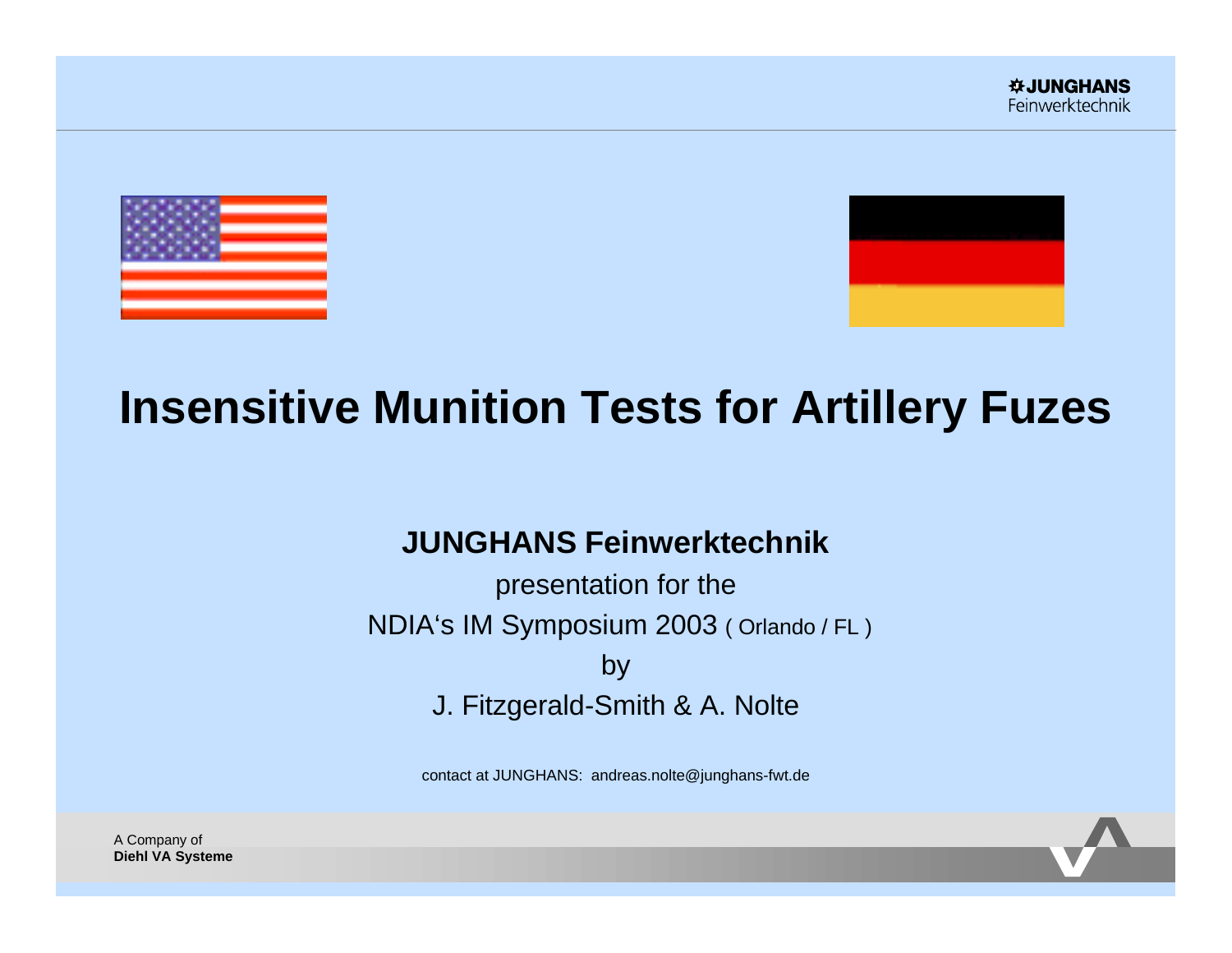# Insensitive Munition Tests for Artillery Fuzes

**JUNGHANS Feinwerktechnik**

presentation for the

NDIA's IM Symposium 2003 ( Orlando / FL )

by

J. Fitzgerald-Smith & A. Nolte

contact at JUNGHANS: andreas.nolte@junghans-fwt.de

A Company of
**Diehl VA Systeme**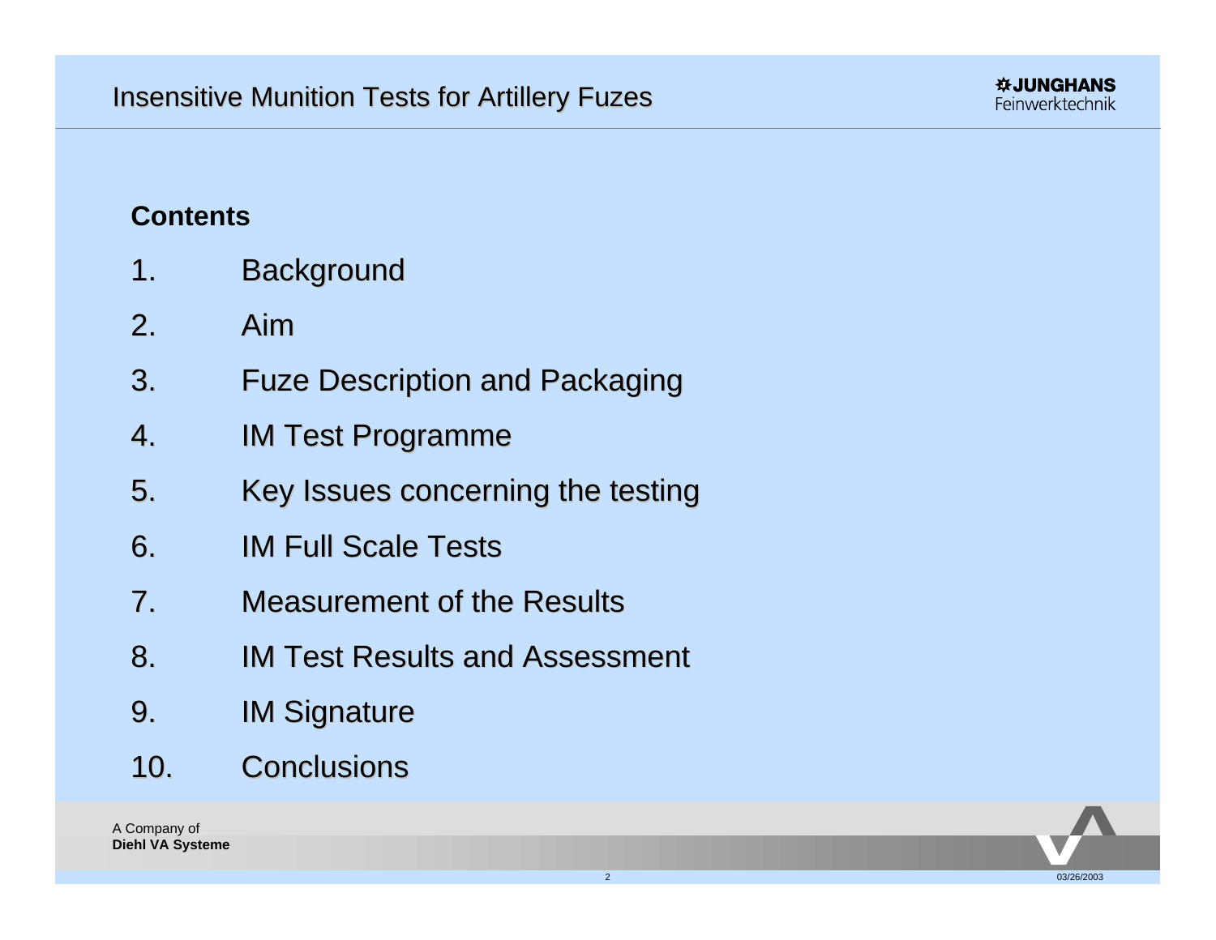## Contents

1. Background
2. Aim
3. Fuze Description and Packaging
4. IM Test Programme
5. Key Issues concerning the testing
6. IM Full Scale Tests
7. Measurement of the Results
8. IM Test Results and Assessment
9. IM Signature
10. Conclusions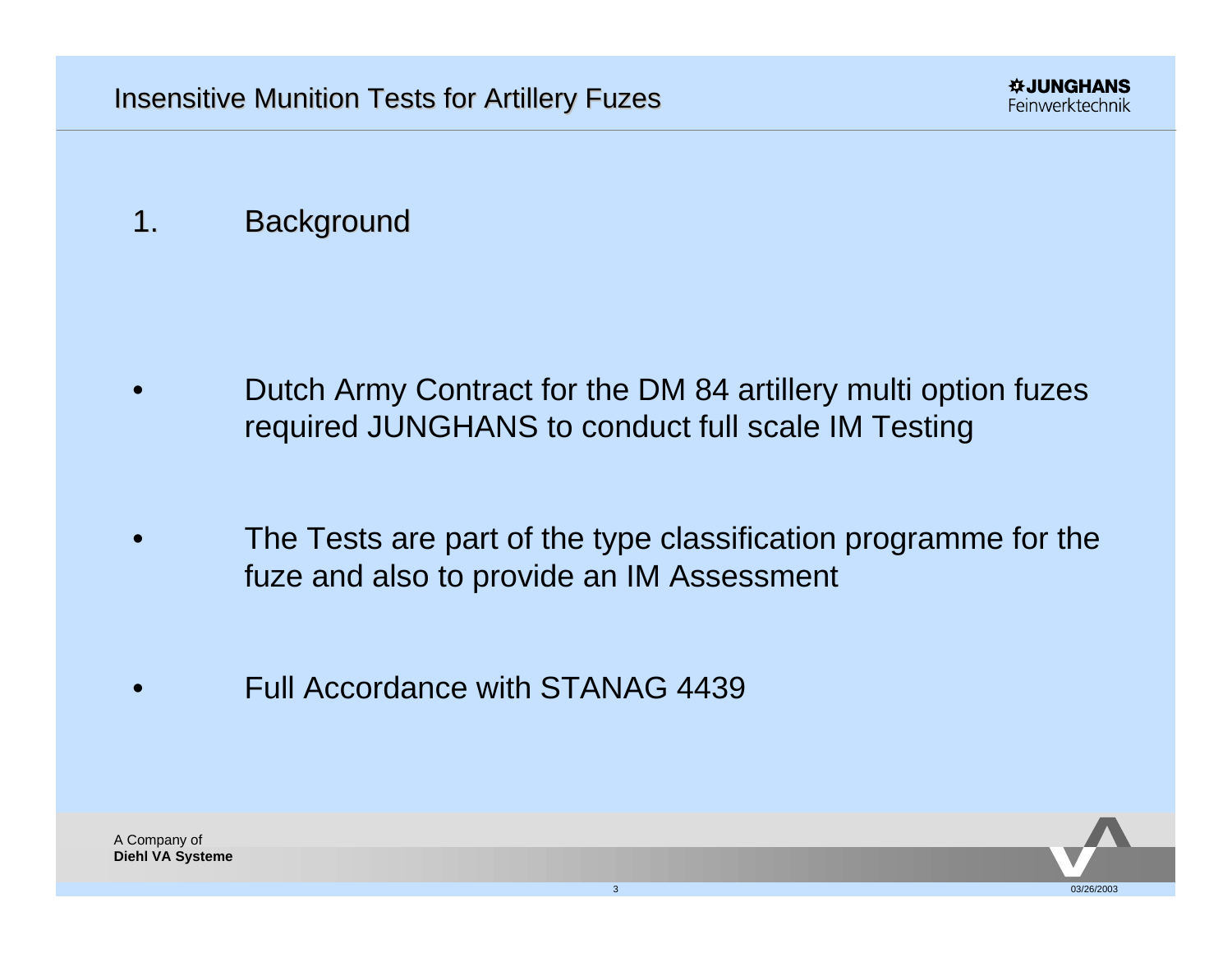## 1. Background

- Dutch Army Contract for the DM 84 artillery multi option fuzes required JUNGHANS to conduct full scale IM Testing
- The Tests are part of the type classification programme for the fuze and also to provide an IM Assessment
- Full Accordance with STANAG 4439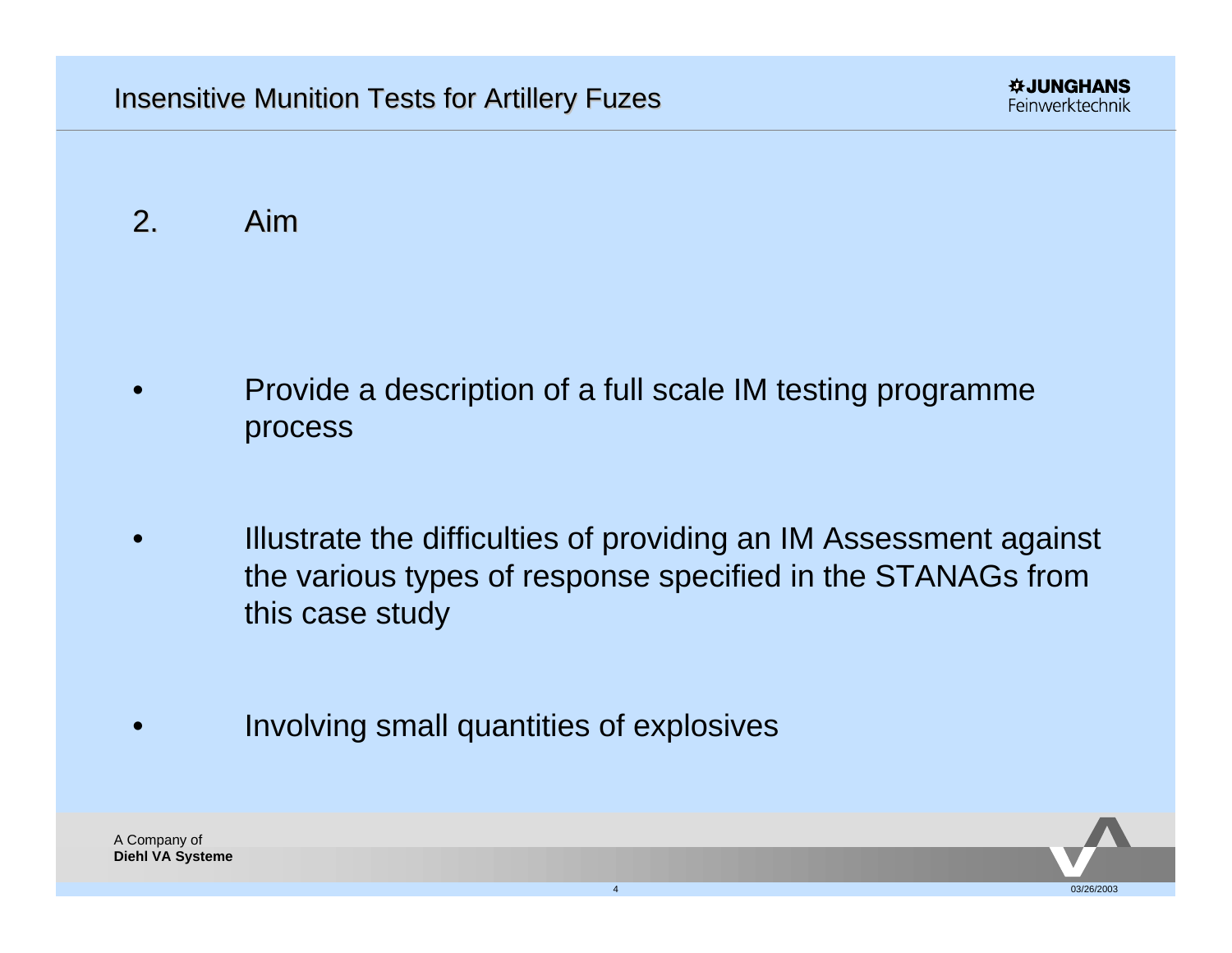## 2. Aim

- Provide a description of a full scale IM testing programme process
- Illustrate the difficulties of providing an IM Assessment against the various types of response specified in the STANAGs from this case study
- Involving small quantities of explosives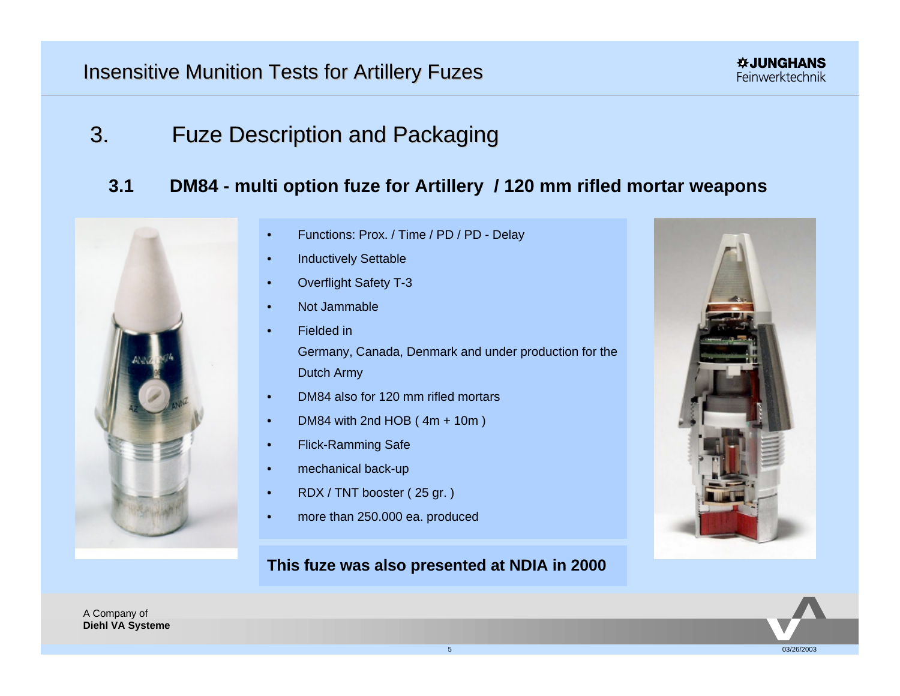## 3. Fuze Description and Packaging

### 3.1 DM84 - multi option fuze for Artillery / 120 mm rifled mortar weapons

- Functions: Prox. / Time / PD / PD - Delay
- Inductively Settable
- Overflight Safety T-3
- Not Jammable
- Fielded in
  Germany, Canada, Denmark and under production for the Dutch Army
- DM84 also for 120 mm rifled mortars
- DM84 with 2nd HOB ( 4m + 10m )
- Flick-Ramming Safe
- mechanical back-up
- RDX / TNT booster ( 25 gr. )
- more than 250.000 ea. produced

**This fuze was also presented at NDIA in 2000**

A Company of
**Diehl VA Systeme**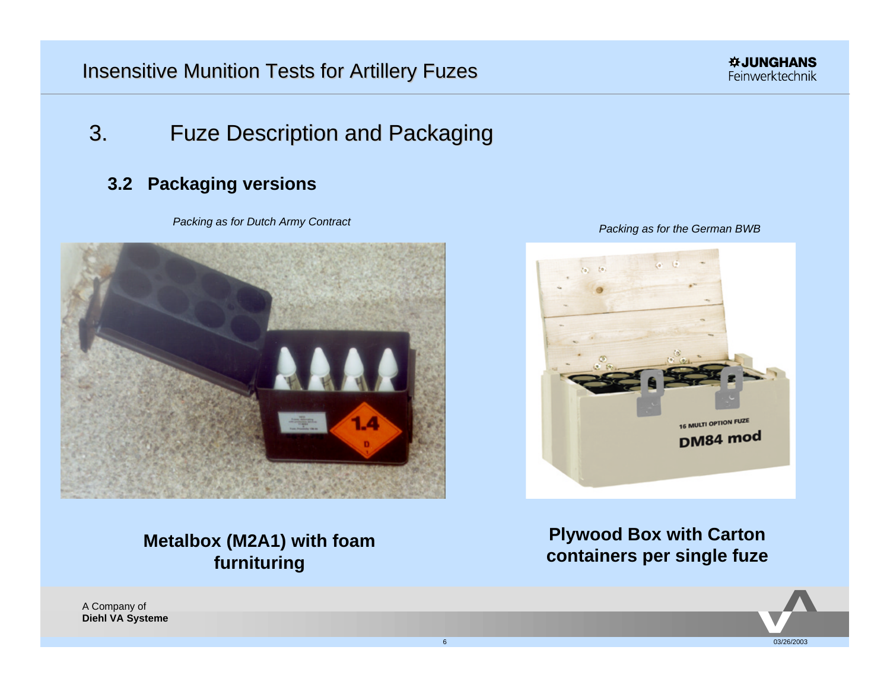## 3. Fuze Description and Packaging

### 3.2 Packaging versions

*Packing as for Dutch Army Contract*

*Packing as for the German BWB*

**Metalbox (M2A1) with foam furnituring**

**Plywood Box with Carton containers per single fuze**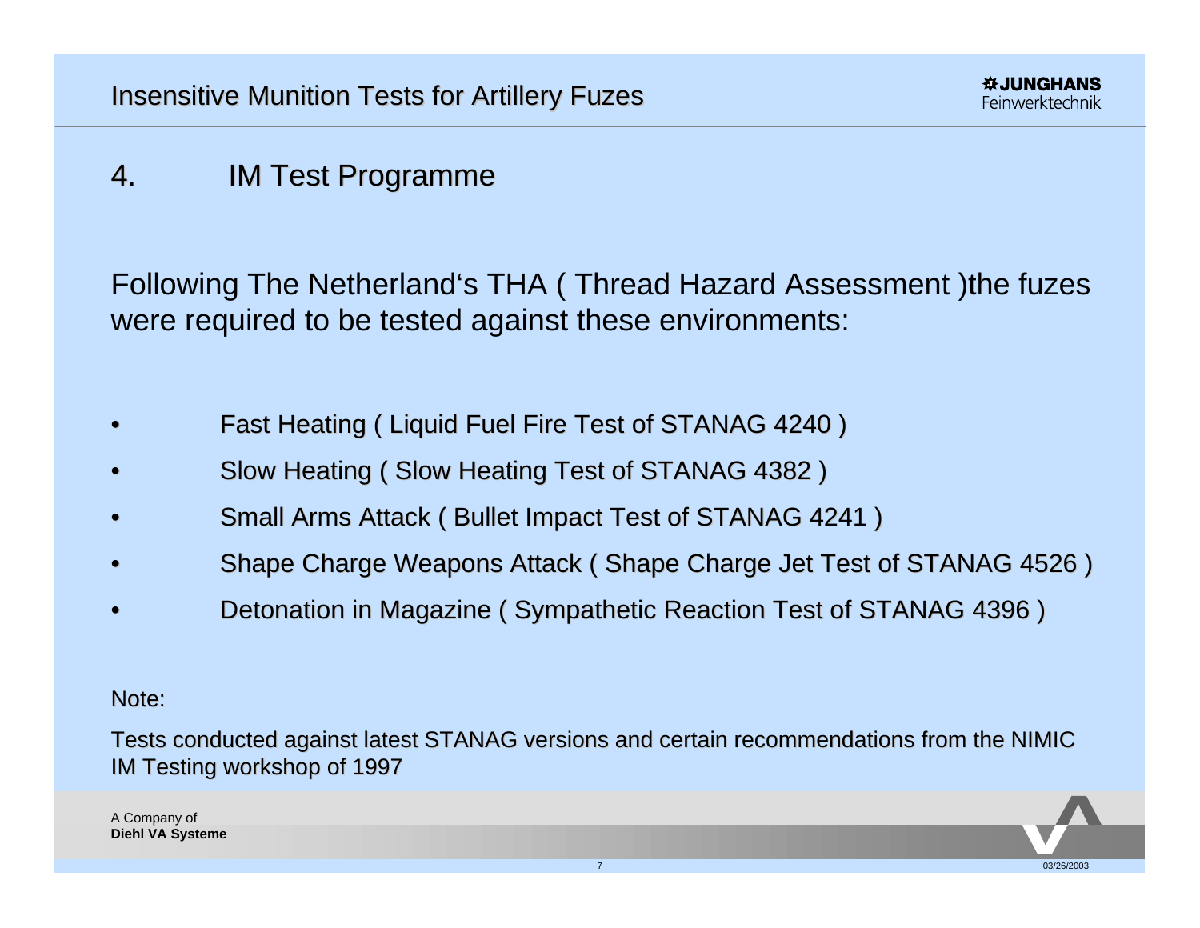## 4. IM Test Programme

Following The Netherland's THA ( Thread Hazard Assessment )the fuzes were required to be tested against these environments:

- Fast Heating ( Liquid Fuel Fire Test of STANAG 4240 )
- Slow Heating ( Slow Heating Test of STANAG 4382 )
- Small Arms Attack ( Bullet Impact Test of STANAG 4241 )
- Shape Charge Weapons Attack ( Shape Charge Jet Test of STANAG 4526 )
- Detonation in Magazine ( Sympathetic Reaction Test of STANAG 4396 )

Note:

Tests conducted against latest STANAG versions and certain recommendations from the NIMIC IM Testing workshop of 1997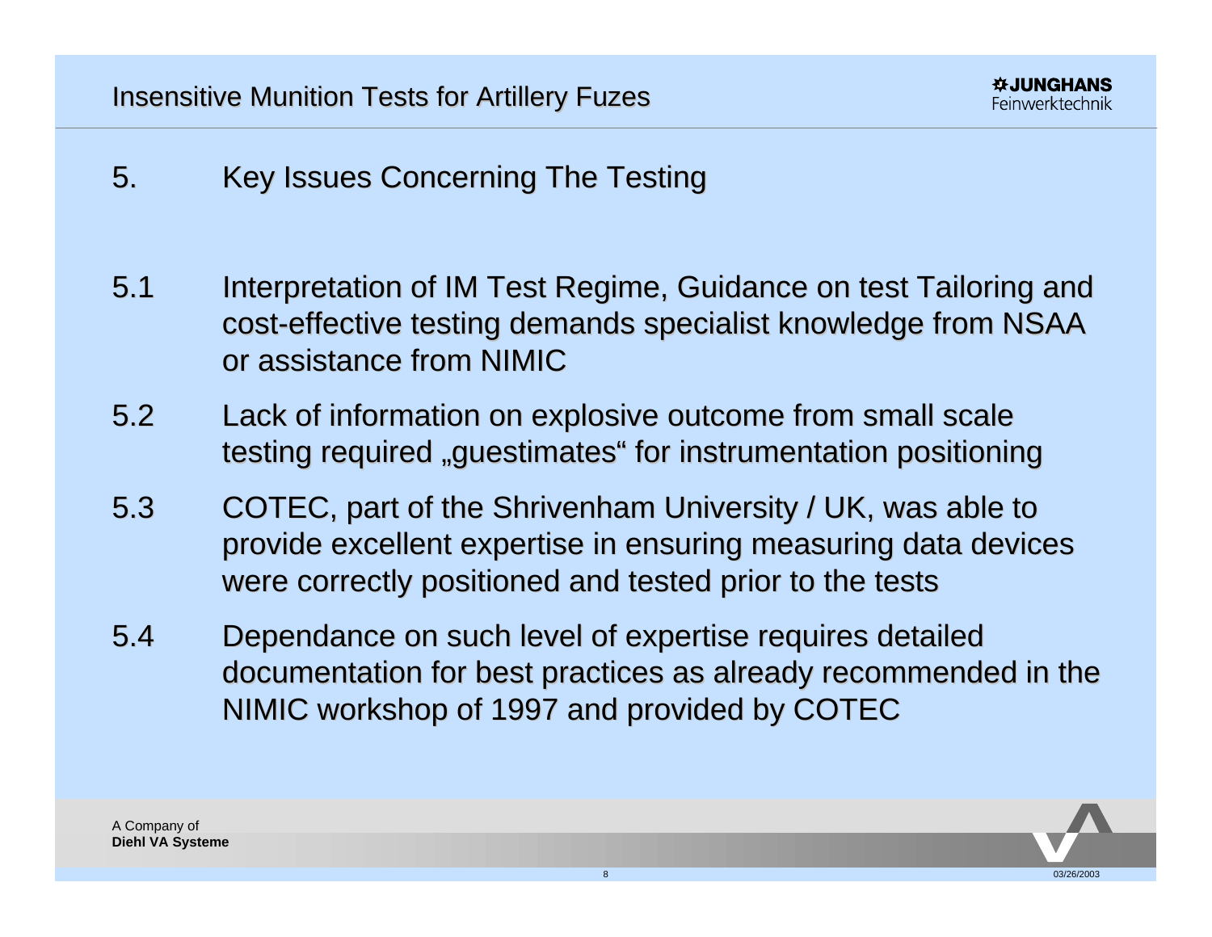## 5. Key Issues Concerning The Testing

5.1 Interpretation of IM Test Regime, Guidance on test Tailoring and cost-effective testing demands specialist knowledge from NSAA or assistance from NIMIC

5.2 Lack of information on explosive outcome from small scale testing required „guestimates“ for instrumentation positioning

5.3 COTEC, part of the Shrivenham University / UK, was able to provide excellent expertise in ensuring measuring data devices were correctly positioned and tested prior to the tests

5.4 Dependance on such level of expertise requires detailed documentation for best practices as already recommended in the NIMIC workshop of 1997 and provided by COTEC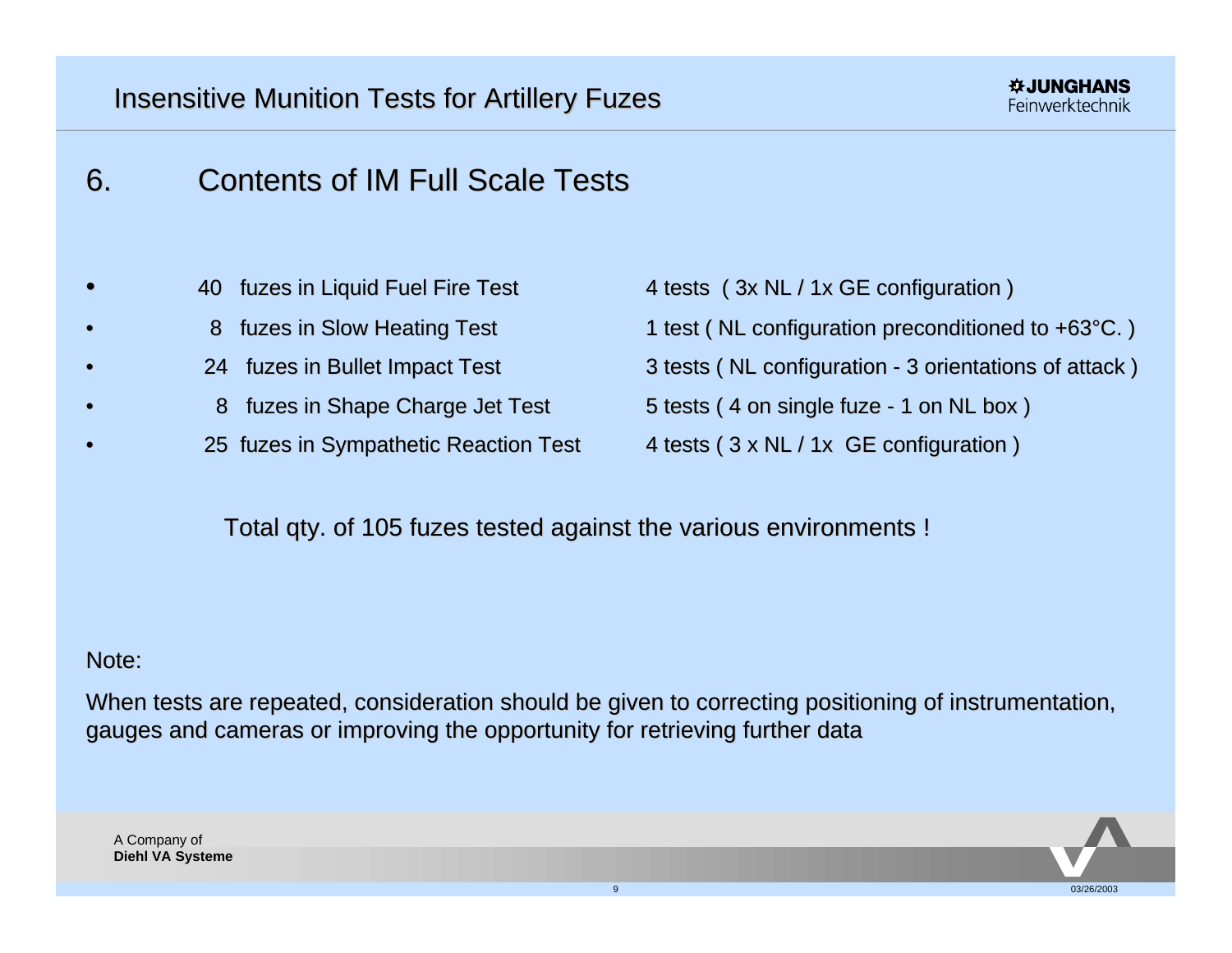# 6. Contents of IM Full Scale Tests

- 40 fuzes in Liquid Fuel Fire Test — 4 tests ( 3x NL / 1x GE configuration )
- 8 fuzes in Slow Heating Test — 1 test ( NL configuration preconditioned to +63°C. )
- 24 fuzes in Bullet Impact Test — 3 tests ( NL configuration - 3 orientations of attack )
- 8 fuzes in Shape Charge Jet Test — 5 tests ( 4 on single fuze - 1 on NL box )
- 25 fuzes in Sympathetic Reaction Test — 4 tests ( 3 x NL / 1x GE configuration )

Total qty. of 105 fuzes tested against the various environments !

Note:

When tests are repeated, consideration should be given to correcting positioning of instrumentation, gauges and cameras or improving the opportunity for retrieving further data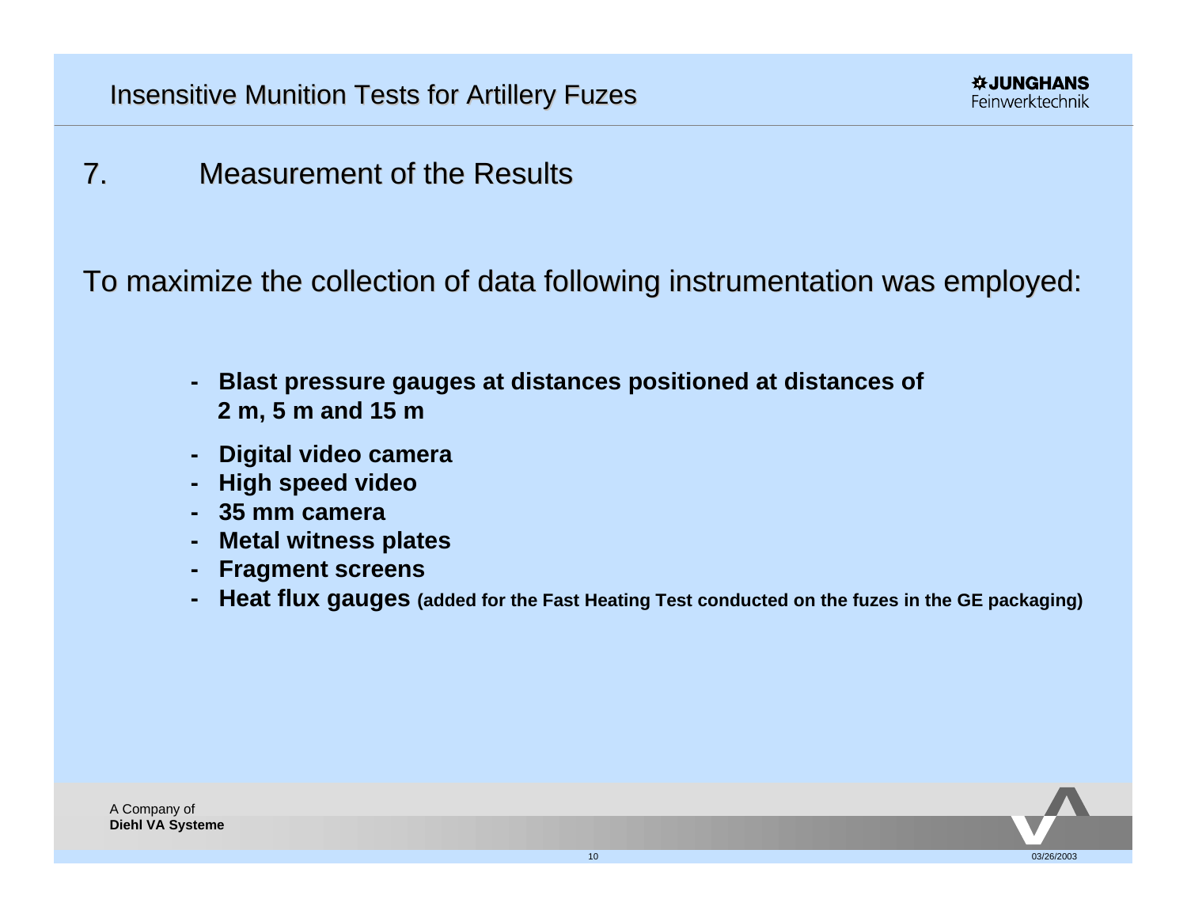## 7. Measurement of the Results

To maximize the collection of data following instrumentation was employed:

- **Blast pressure gauges at distances positioned at distances of 2 m, 5 m and 15 m**
- **Digital video camera**
- **High speed video**
- **35 mm camera**
- **Metal witness plates**
- **Fragment screens**
- **Heat flux gauges (added for the Fast Heating Test conducted on the fuzes in the GE packaging)**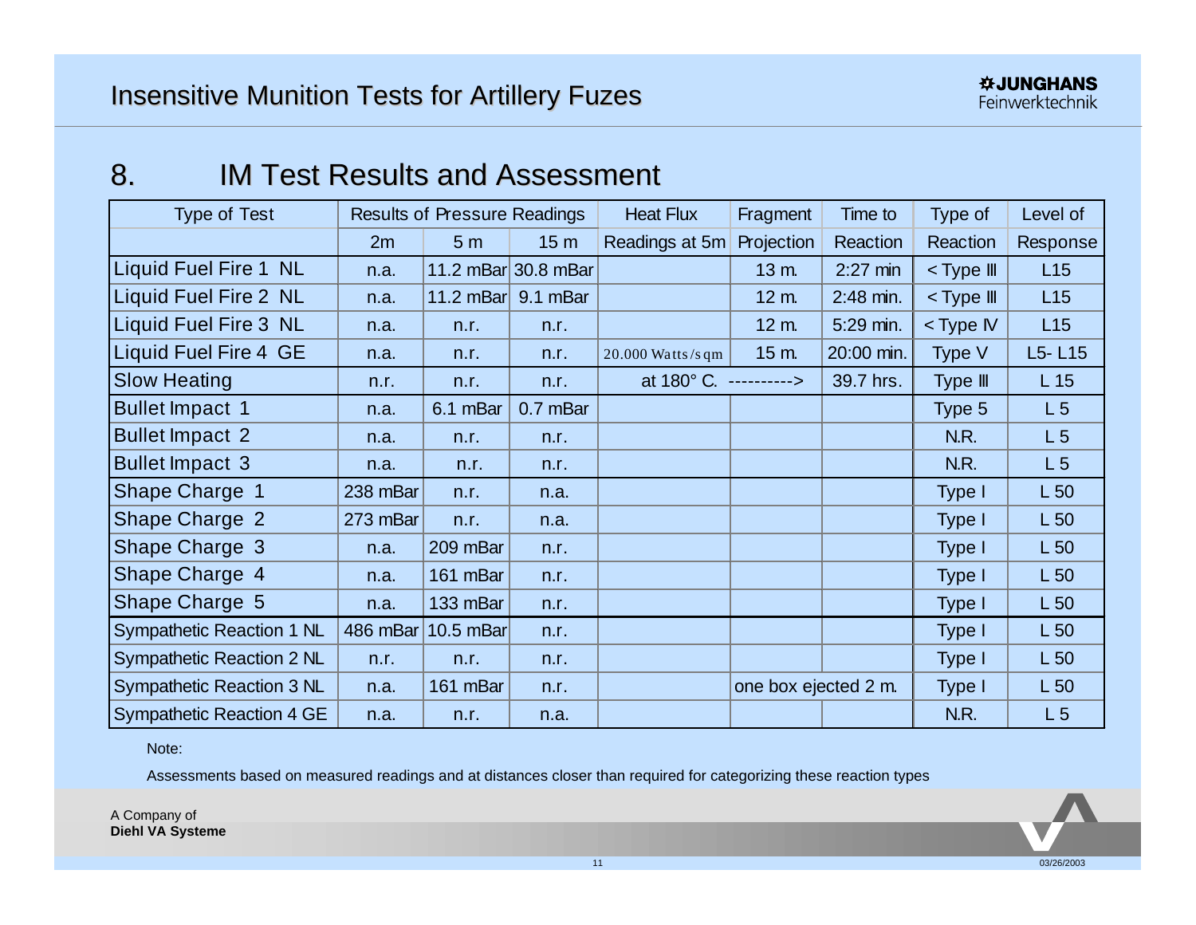# Insensitive Munition Tests for Artillery Fuzes

## 8. IM Test Results and Assessment

| Type of Test | Results of Pressure Readings | | | Heat Flux | Fragment | Time to | Type of | Level of |
|---|---|---|---|---|---|---|---|---|
| | 2m | 5 m | 15 m | Readings at 5m | Projection | Reaction | Reaction | Response |
| Liquid Fuel Fire 1 NL | n.a. | 11.2 mBar | 30.8 mBar | | 13 m. | 2:27 min | < Type III | L15 |
| Liquid Fuel Fire 2 NL | n.a. | 11.2 mBar | 9.1 mBar | | 12 m. | 2:48 min. | < Type III | L15 |
| Liquid Fuel Fire 3 NL | n.a. | n.r. | n.r. | | 12 m. | 5:29 min. | < Type IV | L15 |
| Liquid Fuel Fire 4 GE | n.a. | n.r. | n.r. | 20.000 Watts/sqm | 15 m. | 20:00 min. | Type V | L5- L15 |
| Slow Heating | n.r. | n.r. | n.r. | at 180° C. | ----------> | 39.7 hrs. | Type III | L 15 |
| Bullet Impact 1 | n.a. | 6.1 mBar | 0.7 mBar | | | | Type 5 | L 5 |
| Bullet Impact 2 | n.a. | n.r. | n.r. | | | | N.R. | L 5 |
| Bullet Impact 3 | n.a. | n.r. | n.r. | | | | N.R. | L 5 |
| Shape Charge 1 | 238 mBar | n.r. | n.a. | | | | Type I | L 50 |
| Shape Charge 2 | 273 mBar | n.r. | n.a. | | | | Type I | L 50 |
| Shape Charge 3 | n.a. | 209 mBar | n.r. | | | | Type I | L 50 |
| Shape Charge 4 | n.a. | 161 mBar | n.r. | | | | Type I | L 50 |
| Shape Charge 5 | n.a. | 133 mBar | n.r. | | | | Type I | L 50 |
| Sympathetic Reaction 1 NL | 486 mBar | 10.5 mBar | n.r. | | | | Type I | L 50 |
| Sympathetic Reaction 2 NL | n.r. | n.r. | n.r. | | | | Type I | L 50 |
| Sympathetic Reaction 3 NL | n.a. | 161 mBar | n.r. | | one box ejected 2 m. | | Type I | L 50 |
| Sympathetic Reaction 4 GE | n.a. | n.r. | n.a. | | | | N.R. | L 5 |

Note:

Assessments based on measured readings and at distances closer than required for categorizing these reaction types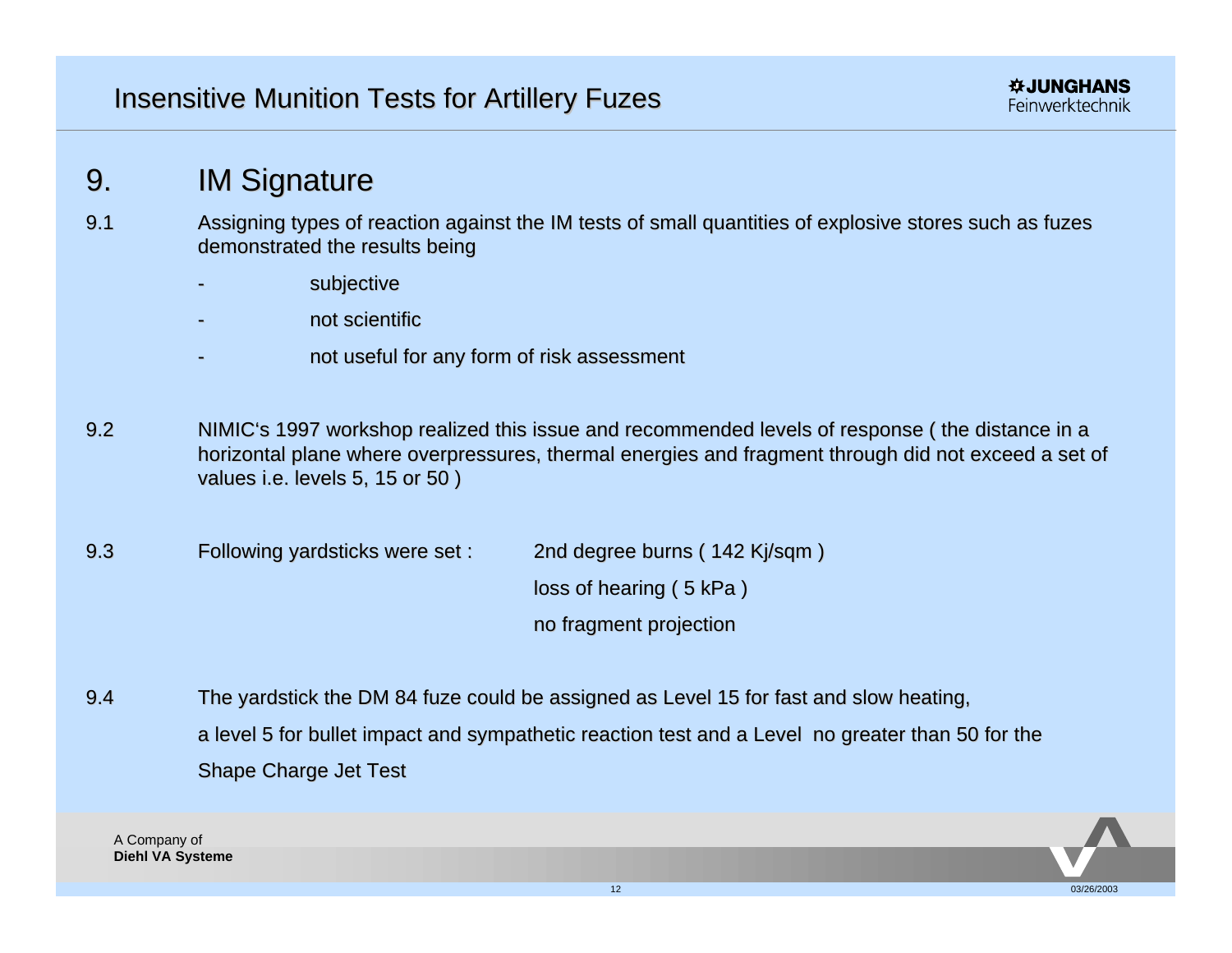## 9. IM Signature

9.1 Assigning types of reaction against the IM tests of small quantities of explosive stores such as fuzes demonstrated the results being

- subjective
- not scientific
- not useful for any form of risk assessment

9.2 NIMIC's 1997 workshop realized this issue and recommended levels of response ( the distance in a horizontal plane where overpressures, thermal energies and fragment through did not exceed a set of values i.e. levels 5, 15 or 50 )

9.3 Following yardsticks were set :

- 2nd degree burns ( 142 Kj/sqm )
- loss of hearing ( 5 kPa )
- no fragment projection

9.4 The yardstick the DM 84 fuze could be assigned as Level 15 for fast and slow heating, a level 5 for bullet impact and sympathetic reaction test and a Level no greater than 50 for the Shape Charge Jet Test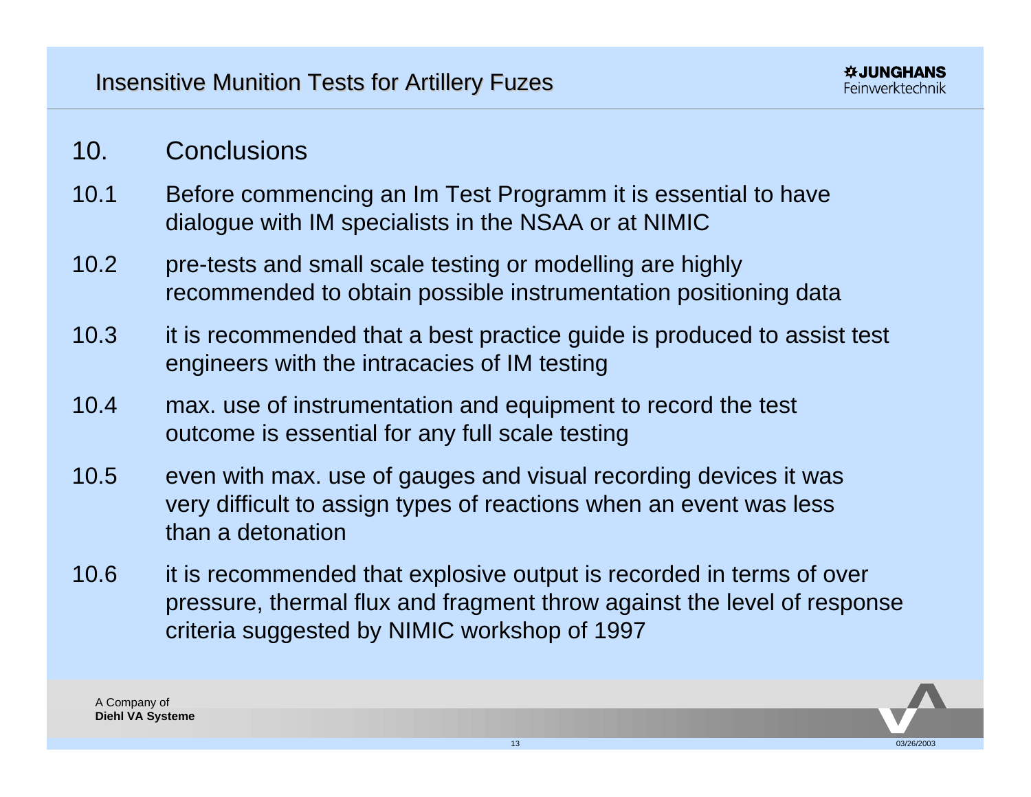## 10. Conclusions

10.1 Before commencing an Im Test Programm it is essential to have dialogue with IM specialists in the NSAA or at NIMIC

10.2 pre-tests and small scale testing or modelling are highly recommended to obtain possible instrumentation positioning data

10.3 it is recommended that a best practice guide is produced to assist test engineers with the intracacies of IM testing

10.4 max. use of instrumentation and equipment to record the test outcome is essential for any full scale testing

10.5 even with max. use of gauges and visual recording devices it was very difficult to assign types of reactions when an event was less than a detonation

10.6 it is recommended that explosive output is recorded in terms of over pressure, thermal flux and fragment throw against the level of response criteria suggested by NIMIC workshop of 1997